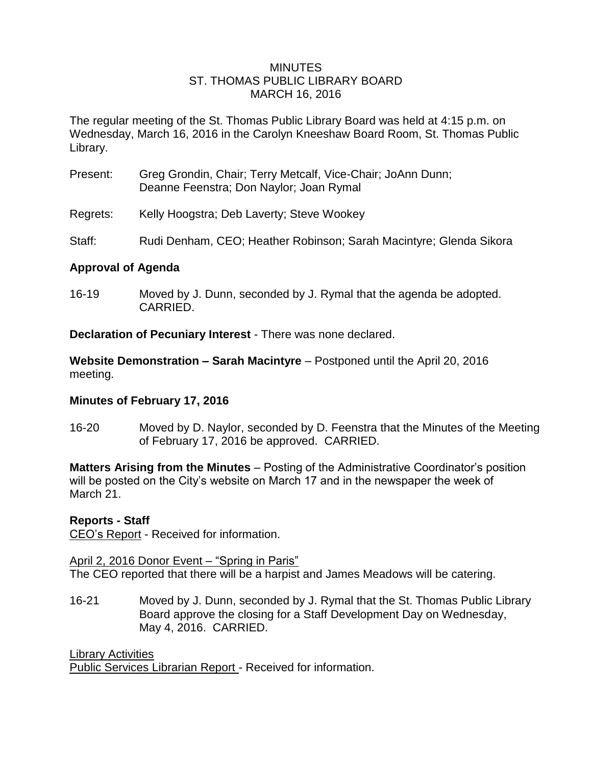# MINUTES
# ST. THOMAS PUBLIC LIBRARY BOARD
# MARCH 16, 2016

The regular meeting of the St. Thomas Public Library Board was held at 4:15 p.m. on Wednesday, March 16, 2016 in the Carolyn Kneeshaw Board Room, St. Thomas Public Library.

Present: Greg Grondin, Chair; Terry Metcalf, Vice-Chair; JoAnn Dunn; Deanne Feenstra; Don Naylor; Joan Rymal

Regrets: Kelly Hoogstra; Deb Laverty; Steve Wookey

Staff: Rudi Denham, CEO; Heather Robinson; Sarah Macintyre; Glenda Sikora

## Approval of Agenda

16-19 Moved by J. Dunn, seconded by J. Rymal that the agenda be adopted. CARRIED.

**Declaration of Pecuniary Interest** - There was none declared.

**Website Demonstration – Sarah Macintyre** – Postponed until the April 20, 2016 meeting.

## Minutes of February 17, 2016

16-20 Moved by D. Naylor, seconded by D. Feenstra that the Minutes of the Meeting of February 17, 2016 be approved. CARRIED.

**Matters Arising from the Minutes** – Posting of the Administrative Coordinator's position will be posted on the City's website on March 17 and in the newspaper the week of March 21.

## Reports - Staff

CEO's Report - Received for information.

April 2, 2016 Donor Event – "Spring in Paris"
The CEO reported that there will be a harpist and James Meadows will be catering.

16-21 Moved by J. Dunn, seconded by J. Rymal that the St. Thomas Public Library Board approve the closing for a Staff Development Day on Wednesday, May 4, 2016. CARRIED.

Library Activities
Public Services Librarian Report - Received for information.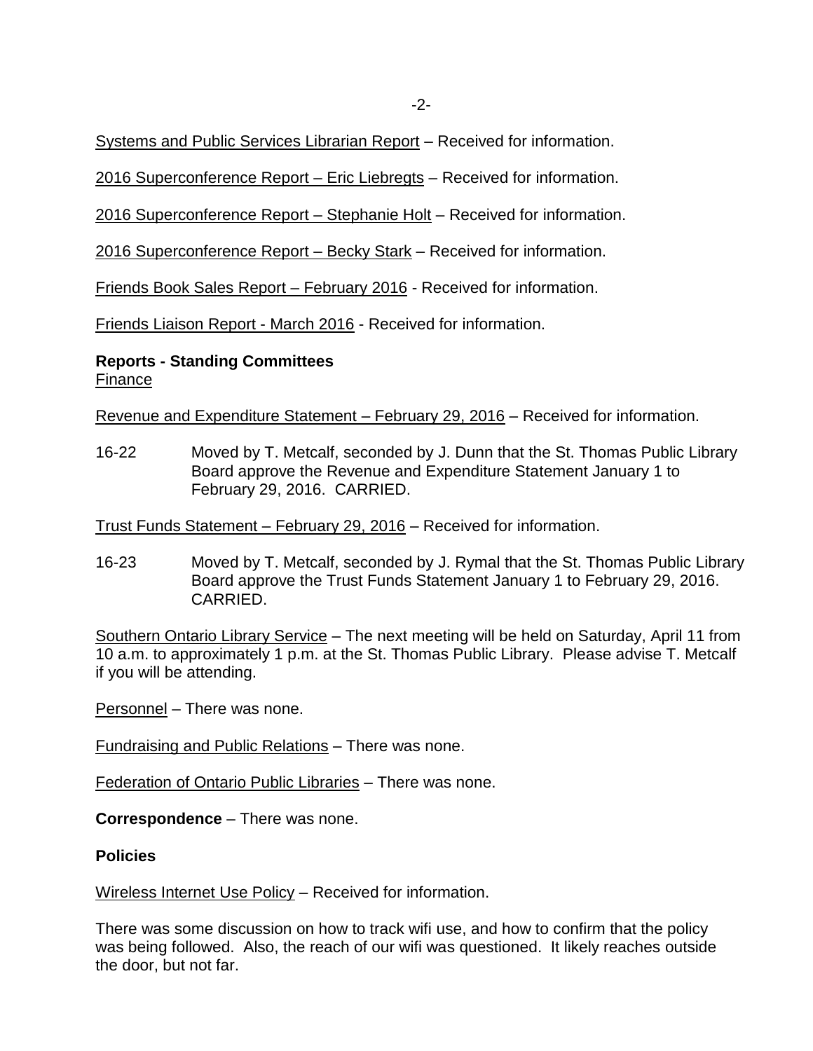Systems and Public Services Librarian Report – Received for information.

2016 Superconference Report – Eric Liebregts – Received for information.

2016 Superconference Report – Stephanie Holt – Received for information.

2016 Superconference Report – Becky Stark – Received for information.

Friends Book Sales Report – February 2016 - Received for information.

Friends Liaison Report - March 2016 - Received for information.

**Reports - Standing Committees**
Finance

Revenue and Expenditure Statement – February 29, 2016 – Received for information.

16-22 Moved by T. Metcalf, seconded by J. Dunn that the St. Thomas Public Library Board approve the Revenue and Expenditure Statement January 1 to February 29, 2016. CARRIED.

Trust Funds Statement – February 29, 2016 – Received for information.

16-23 Moved by T. Metcalf, seconded by J. Rymal that the St. Thomas Public Library Board approve the Trust Funds Statement January 1 to February 29, 2016. CARRIED.

Southern Ontario Library Service – The next meeting will be held on Saturday, April 11 from 10 a.m. to approximately 1 p.m. at the St. Thomas Public Library. Please advise T. Metcalf if you will be attending.

Personnel – There was none.

Fundraising and Public Relations – There was none.

Federation of Ontario Public Libraries – There was none.

**Correspondence** – There was none.

**Policies**

Wireless Internet Use Policy – Received for information.

There was some discussion on how to track wifi use, and how to confirm that the policy was being followed. Also, the reach of our wifi was questioned. It likely reaches outside the door, but not far.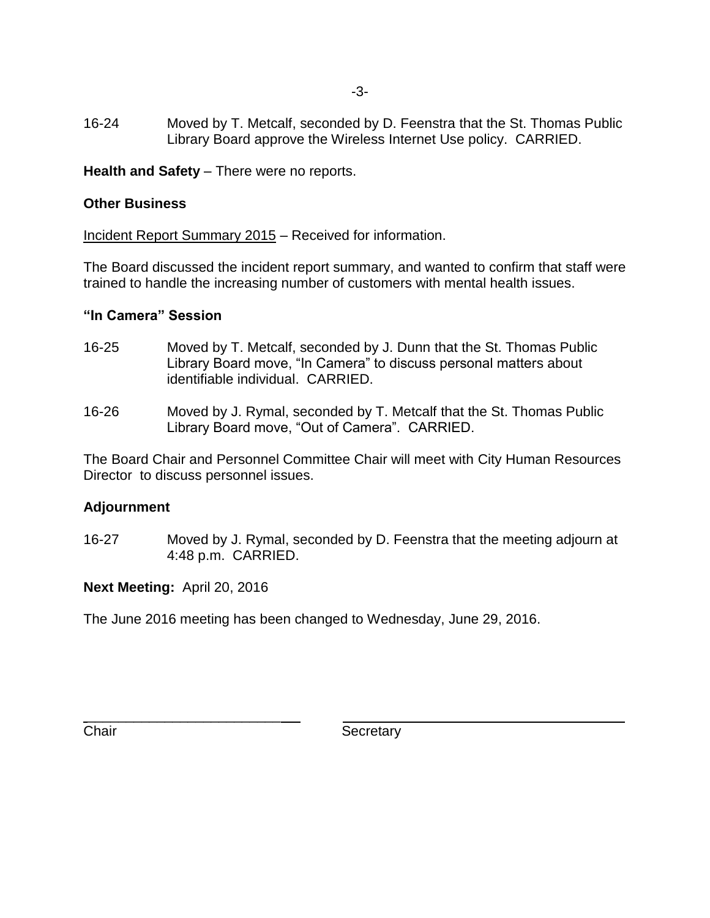16-24 Moved by T. Metcalf, seconded by D. Feenstra that the St. Thomas Public Library Board approve the Wireless Internet Use policy. CARRIED.

**Health and Safety** – There were no reports.

**Other Business**

Incident Report Summary 2015 – Received for information.

The Board discussed the incident report summary, and wanted to confirm that staff were trained to handle the increasing number of customers with mental health issues.

**"In Camera" Session**

16-25 Moved by T. Metcalf, seconded by J. Dunn that the St. Thomas Public Library Board move, "In Camera" to discuss personal matters about identifiable individual. CARRIED.

16-26 Moved by J. Rymal, seconded by T. Metcalf that the St. Thomas Public Library Board move, "Out of Camera". CARRIED.

The Board Chair and Personnel Committee Chair will meet with City Human Resources Director to discuss personnel issues.

**Adjournment**

16-27 Moved by J. Rymal, seconded by D. Feenstra that the meeting adjourn at 4:48 p.m. CARRIED.

**Next Meeting:** April 20, 2016

The June 2016 meeting has been changed to Wednesday, June 29, 2016.

\_\_\_\_\_\_\_\_\_\_\_\_\_\_\_\_\_\_\_\_\_\_\_\_\_\_\_\_ \_\_\_\_\_\_\_\_\_\_\_\_\_\_\_\_\_\_\_\_\_\_\_\_\_\_\_\_

Chair Secretary